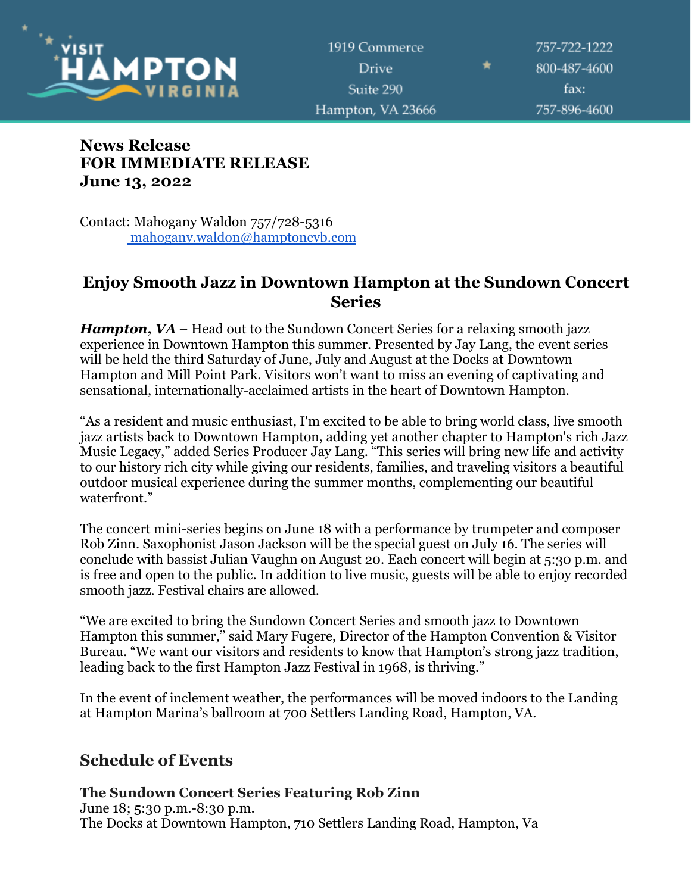VISIT HAMPTON VIRGINIA

1919 Commerce Drive
Suite 290
Hampton, VA 23666

757-722-1222
800-487-4600
fax:
757-896-4600

**News Release**
**FOR IMMEDIATE RELEASE**
**June 13, 2022**

Contact: Mahogany Waldon 757/728-5316
mahogany.waldon@hamptoncvb.com

## Enjoy Smooth Jazz in Downtown Hampton at the Sundown Concert Series

***Hampton, VA*** – Head out to the Sundown Concert Series for a relaxing smooth jazz experience in Downtown Hampton this summer. Presented by Jay Lang, the event series will be held the third Saturday of June, July and August at the Docks at Downtown Hampton and Mill Point Park. Visitors won't want to miss an evening of captivating and sensational, internationally-acclaimed artists in the heart of Downtown Hampton.

"As a resident and music enthusiast, I'm excited to be able to bring world class, live smooth jazz artists back to Downtown Hampton, adding yet another chapter to Hampton's rich Jazz Music Legacy," added Series Producer Jay Lang. "This series will bring new life and activity to our history rich city while giving our residents, families, and traveling visitors a beautiful outdoor musical experience during the summer months, complementing our beautiful waterfront."

The concert mini-series begins on June 18 with a performance by trumpeter and composer Rob Zinn. Saxophonist Jason Jackson will be the special guest on July 16. The series will conclude with bassist Julian Vaughn on August 20. Each concert will begin at 5:30 p.m. and is free and open to the public. In addition to live music, guests will be able to enjoy recorded smooth jazz. Festival chairs are allowed.

"We are excited to bring the Sundown Concert Series and smooth jazz to Downtown Hampton this summer," said Mary Fugere, Director of the Hampton Convention & Visitor Bureau. "We want our visitors and residents to know that Hampton's strong jazz tradition, leading back to the first Hampton Jazz Festival in 1968, is thriving."

In the event of inclement weather, the performances will be moved indoors to the Landing at Hampton Marina's ballroom at 700 Settlers Landing Road, Hampton, VA.

## Schedule of Events

**The Sundown Concert Series Featuring Rob Zinn**
June 18; 5:30 p.m.-8:30 p.m.
The Docks at Downtown Hampton, 710 Settlers Landing Road, Hampton, Va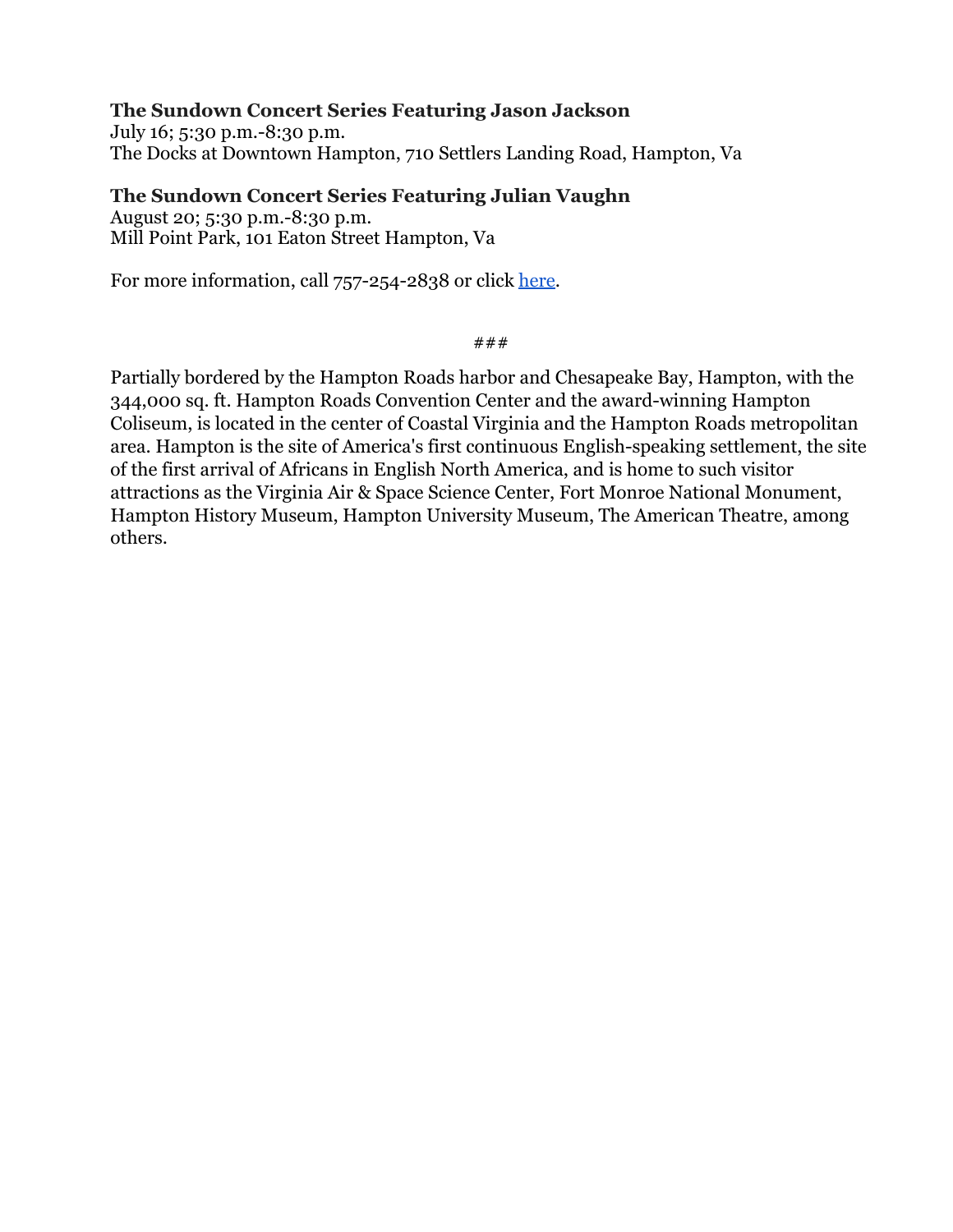**The Sundown Concert Series Featuring Jason Jackson**
July 16; 5:30 p.m.-8:30 p.m.
The Docks at Downtown Hampton, 710 Settlers Landing Road, Hampton, Va

**The Sundown Concert Series Featuring Julian Vaughn**
August 20; 5:30 p.m.-8:30 p.m.
Mill Point Park, 101 Eaton Street Hampton, Va

For more information, call 757-254-2838 or click here.

###

Partially bordered by the Hampton Roads harbor and Chesapeake Bay, Hampton, with the 344,000 sq. ft. Hampton Roads Convention Center and the award-winning Hampton Coliseum, is located in the center of Coastal Virginia and the Hampton Roads metropolitan area. Hampton is the site of America's first continuous English-speaking settlement, the site of the first arrival of Africans in English North America, and is home to such visitor attractions as the Virginia Air & Space Science Center, Fort Monroe National Monument, Hampton History Museum, Hampton University Museum, The American Theatre, among others.